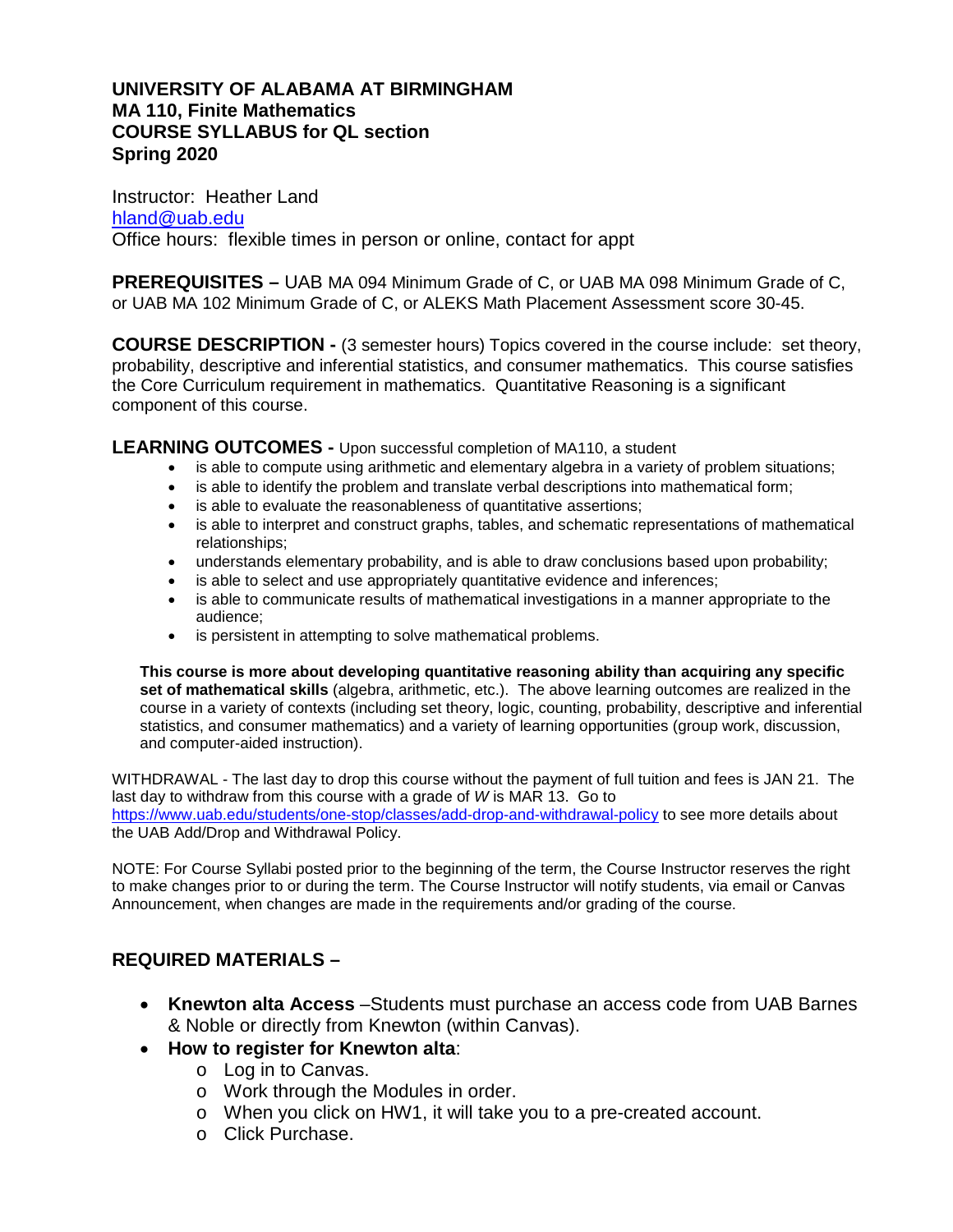**UNIVERSITY OF ALABAMA AT BIRMINGHAM**
**MA 110, Finite Mathematics**
**COURSE SYLLABUS for QL section**
**Spring 2020**

Instructor: Heather Land
hland@uab.edu
Office hours: flexible times in person or online, contact for appt

**PREREQUISITES –** UAB MA 094 Minimum Grade of C, or UAB MA 098 Minimum Grade of C, or UAB MA 102 Minimum Grade of C, or ALEKS Math Placement Assessment score 30-45.

**COURSE DESCRIPTION -** (3 semester hours) Topics covered in the course include: set theory, probability, descriptive and inferential statistics, and consumer mathematics. This course satisfies the Core Curriculum requirement in mathematics. Quantitative Reasoning is a significant component of this course.

**LEARNING OUTCOMES -** Upon successful completion of MA110, a student

- is able to compute using arithmetic and elementary algebra in a variety of problem situations;
- is able to identify the problem and translate verbal descriptions into mathematical form;
- is able to evaluate the reasonableness of quantitative assertions;
- is able to interpret and construct graphs, tables, and schematic representations of mathematical relationships;
- understands elementary probability, and is able to draw conclusions based upon probability;
- is able to select and use appropriately quantitative evidence and inferences;
- is able to communicate results of mathematical investigations in a manner appropriate to the audience;
- is persistent in attempting to solve mathematical problems.

**This course is more about developing quantitative reasoning ability than acquiring any specific set of mathematical skills** (algebra, arithmetic, etc.). The above learning outcomes are realized in the course in a variety of contexts (including set theory, logic, counting, probability, descriptive and inferential statistics, and consumer mathematics) and a variety of learning opportunities (group work, discussion, and computer-aided instruction).

WITHDRAWAL - The last day to drop this course without the payment of full tuition and fees is JAN 21. The last day to withdraw from this course with a grade of *W* is MAR 13. Go to https://www.uab.edu/students/one-stop/classes/add-drop-and-withdrawal-policy to see more details about the UAB Add/Drop and Withdrawal Policy.

NOTE: For Course Syllabi posted prior to the beginning of the term, the Course Instructor reserves the right to make changes prior to or during the term. The Course Instructor will notify students, via email or Canvas Announcement, when changes are made in the requirements and/or grading of the course.

## REQUIRED MATERIALS –

- **Knewton alta Access** –Students must purchase an access code from UAB Barnes & Noble or directly from Knewton (within Canvas).
- **How to register for Knewton alta**:
  - Log in to Canvas.
  - Work through the Modules in order.
  - When you click on HW1, it will take you to a pre-created account.
  - Click Purchase.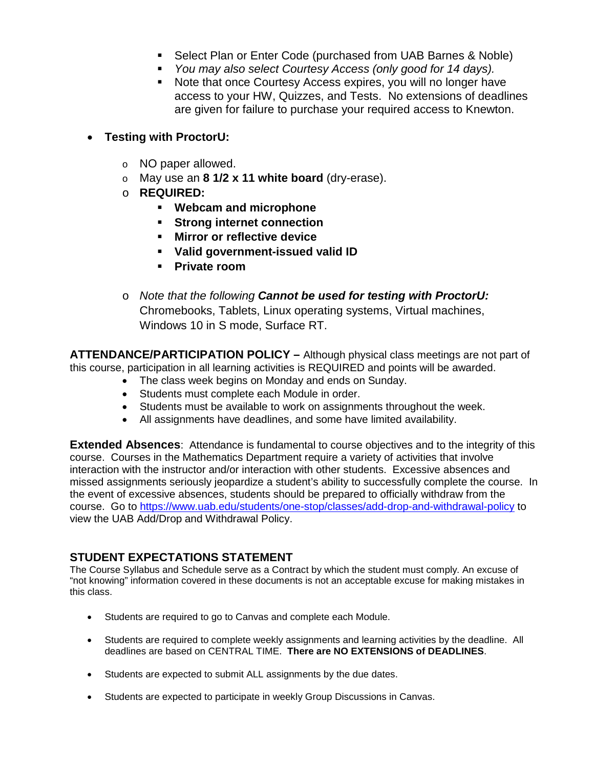- Select Plan or Enter Code (purchased from UAB Barnes & Noble)
    - *You may also select Courtesy Access (only good for 14 days).*
    - Note that once Courtesy Access expires, you will no longer have access to your HW, Quizzes, and Tests. No extensions of deadlines are given for failure to purchase your required access to Knewton.

- **Testing with ProctorU:**
  - NO paper allowed.
  - May use an **8 1/2 x 11 white board** (dry-erase).
  - **REQUIRED:**
    - **Webcam and microphone**
    - **Strong internet connection**
    - **Mirror or reflective device**
    - **Valid government-issued valid ID**
    - **Private room**
  - *Note that the following **Cannot be used for testing with ProctorU:*** Chromebooks, Tablets, Linux operating systems, Virtual machines, Windows 10 in S mode, Surface RT.

**ATTENDANCE/PARTICIPATION POLICY –** Although physical class meetings are not part of this course, participation in all learning activities is REQUIRED and points will be awarded.

- The class week begins on Monday and ends on Sunday.
- Students must complete each Module in order.
- Students must be available to work on assignments throughout the week.
- All assignments have deadlines, and some have limited availability.

**Extended Absences**: Attendance is fundamental to course objectives and to the integrity of this course. Courses in the Mathematics Department require a variety of activities that involve interaction with the instructor and/or interaction with other students. Excessive absences and missed assignments seriously jeopardize a student's ability to successfully complete the course. In the event of excessive absences, students should be prepared to officially withdraw from the course. Go to https://www.uab.edu/students/one-stop/classes/add-drop-and-withdrawal-policy to view the UAB Add/Drop and Withdrawal Policy.

## STUDENT EXPECTATIONS STATEMENT

The Course Syllabus and Schedule serve as a Contract by which the student must comply. An excuse of "not knowing" information covered in these documents is not an acceptable excuse for making mistakes in this class.

- Students are required to go to Canvas and complete each Module.
- Students are required to complete weekly assignments and learning activities by the deadline. All deadlines are based on CENTRAL TIME. **There are NO EXTENSIONS of DEADLINES**.
- Students are expected to submit ALL assignments by the due dates.
- Students are expected to participate in weekly Group Discussions in Canvas.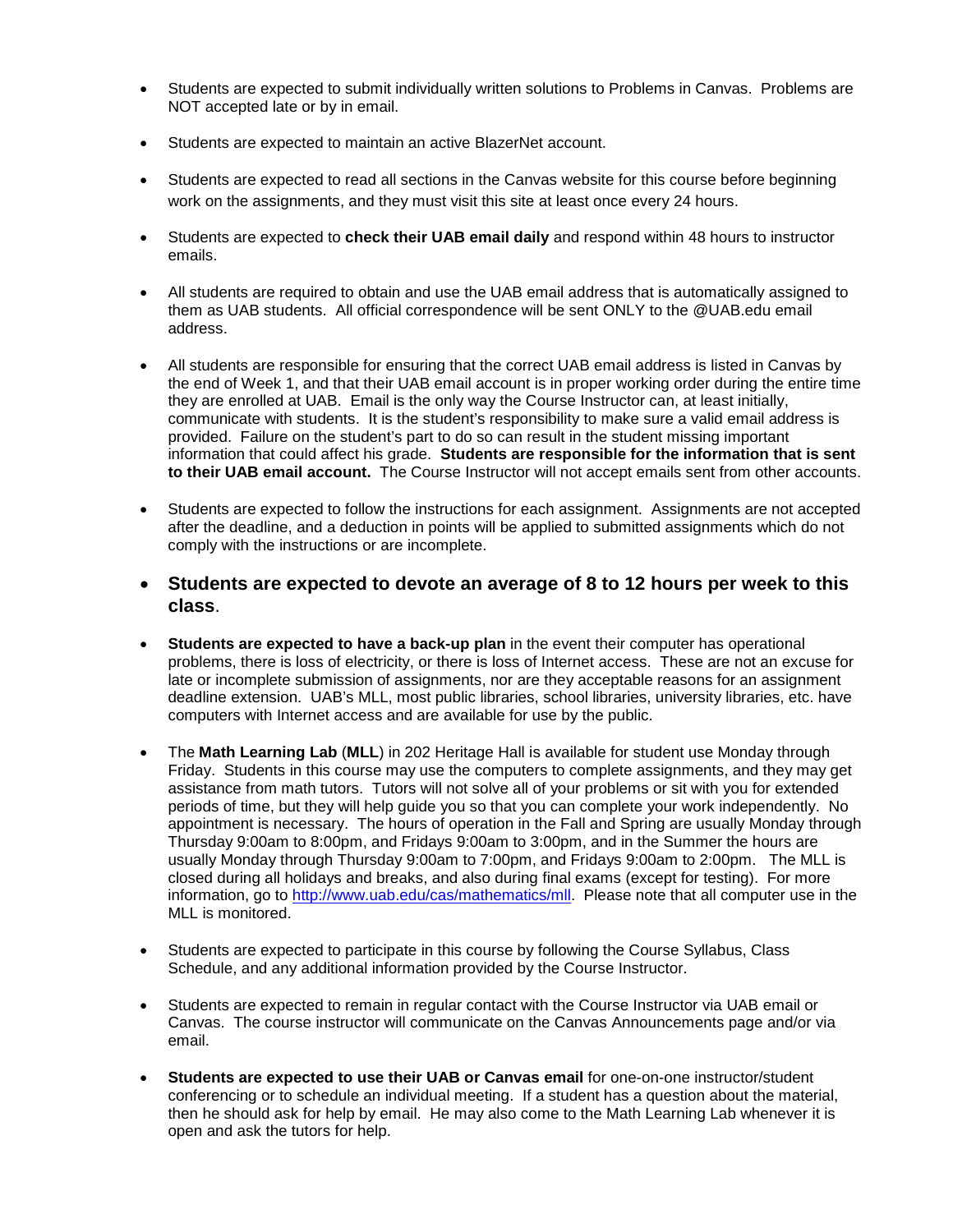- Students are expected to submit individually written solutions to Problems in Canvas. Problems are NOT accepted late or by in email.

- Students are expected to maintain an active BlazerNet account.

- Students are expected to read all sections in the Canvas website for this course before beginning work on the assignments, and they must visit this site at least once every 24 hours.

- Students are expected to **check their UAB email daily** and respond within 48 hours to instructor emails.

- All students are required to obtain and use the UAB email address that is automatically assigned to them as UAB students. All official correspondence will be sent ONLY to the @UAB.edu email address.

- All students are responsible for ensuring that the correct UAB email address is listed in Canvas by the end of Week 1, and that their UAB email account is in proper working order during the entire time they are enrolled at UAB. Email is the only way the Course Instructor can, at least initially, communicate with students. It is the student's responsibility to make sure a valid email address is provided. Failure on the student's part to do so can result in the student missing important information that could affect his grade. **Students are responsible for the information that is sent to their UAB email account.** The Course Instructor will not accept emails sent from other accounts.

- Students are expected to follow the instructions for each assignment. Assignments are not accepted after the deadline, and a deduction in points will be applied to submitted assignments which do not comply with the instructions or are incomplete.

- **Students are expected to devote an average of 8 to 12 hours per week to this class**.

- **Students are expected to have a back-up plan** in the event their computer has operational problems, there is loss of electricity, or there is loss of Internet access. These are not an excuse for late or incomplete submission of assignments, nor are they acceptable reasons for an assignment deadline extension. UAB's MLL, most public libraries, school libraries, university libraries, etc. have computers with Internet access and are available for use by the public.

- The **Math Learning Lab** (**MLL**) in 202 Heritage Hall is available for student use Monday through Friday. Students in this course may use the computers to complete assignments, and they may get assistance from math tutors. Tutors will not solve all of your problems or sit with you for extended periods of time, but they will help guide you so that you can complete your work independently. No appointment is necessary. The hours of operation in the Fall and Spring are usually Monday through Thursday 9:00am to 8:00pm, and Fridays 9:00am to 3:00pm, and in the Summer the hours are usually Monday through Thursday 9:00am to 7:00pm, and Fridays 9:00am to 2:00pm. The MLL is closed during all holidays and breaks, and also during final exams (except for testing). For more information, go to http://www.uab.edu/cas/mathematics/mll. Please note that all computer use in the MLL is monitored.

- Students are expected to participate in this course by following the Course Syllabus, Class Schedule, and any additional information provided by the Course Instructor.

- Students are expected to remain in regular contact with the Course Instructor via UAB email or Canvas. The course instructor will communicate on the Canvas Announcements page and/or via email.

- **Students are expected to use their UAB or Canvas email** for one-on-one instructor/student conferencing or to schedule an individual meeting. If a student has a question about the material, then he should ask for help by email. He may also come to the Math Learning Lab whenever it is open and ask the tutors for help.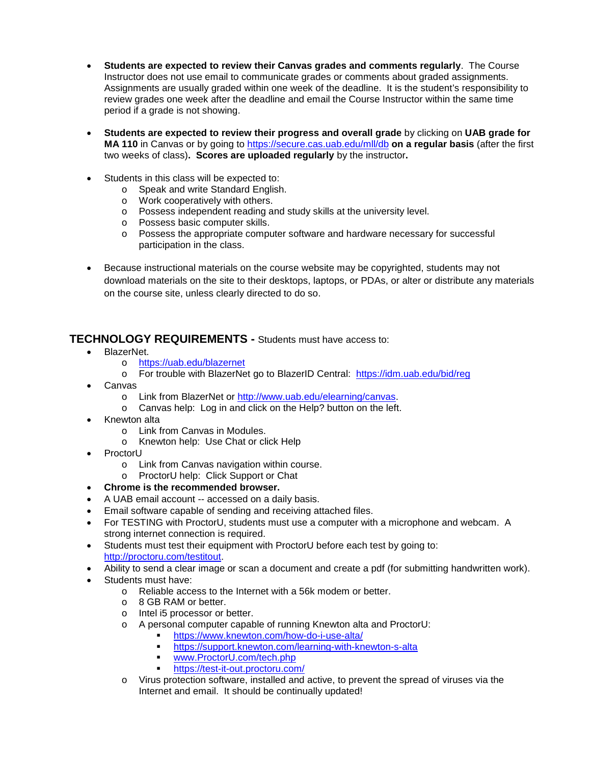- **Students are expected to review their Canvas grades and comments regularly**. The Course Instructor does not use email to communicate grades or comments about graded assignments. Assignments are usually graded within one week of the deadline. It is the student's responsibility to review grades one week after the deadline and email the Course Instructor within the same time period if a grade is not showing.

- **Students are expected to review their progress and overall grade** by clicking on **UAB grade for MA 110** in Canvas or by going to https://secure.cas.uab.edu/mll/db **on a regular basis** (after the first two weeks of class)**. Scores are uploaded regularly** by the instructor**.**

- Students in this class will be expected to:
  - Speak and write Standard English.
  - Work cooperatively with others.
  - Possess independent reading and study skills at the university level.
  - Possess basic computer skills.
  - Possess the appropriate computer software and hardware necessary for successful participation in the class.

- Because instructional materials on the course website may be copyrighted, students may not download materials on the site to their desktops, laptops, or PDAs, or alter or distribute any materials on the course site, unless clearly directed to do so.

## TECHNOLOGY REQUIREMENTS - Students must have access to:

- BlazerNet.
  - https://uab.edu/blazernet
  - For trouble with BlazerNet go to BlazerID Central: https://idm.uab.edu/bid/reg
- Canvas
  - Link from BlazerNet or http://www.uab.edu/elearning/canvas.
  - Canvas help: Log in and click on the Help? button on the left.
- Knewton alta
  - Link from Canvas in Modules.
  - Knewton help: Use Chat or click Help
- ProctorU
  - Link from Canvas navigation within course.
  - ProctorU help: Click Support or Chat
- **Chrome is the recommended browser.**
- A UAB email account -- accessed on a daily basis.
- Email software capable of sending and receiving attached files.
- For TESTING with ProctorU, students must use a computer with a microphone and webcam. A strong internet connection is required.
- Students must test their equipment with ProctorU before each test by going to: http://proctoru.com/testitout.
- Ability to send a clear image or scan a document and create a pdf (for submitting handwritten work).
- Students must have:
  - Reliable access to the Internet with a 56k modem or better.
  - 8 GB RAM or better.
  - Intel i5 processor or better.
  - A personal computer capable of running Knewton alta and ProctorU:
    - https://www.knewton.com/how-do-i-use-alta/
    - https://support.knewton.com/learning-with-knewton-s-alta
    - www.ProctorU.com/tech.php
    - https://test-it-out.proctoru.com/
  - Virus protection software, installed and active, to prevent the spread of viruses via the Internet and email. It should be continually updated!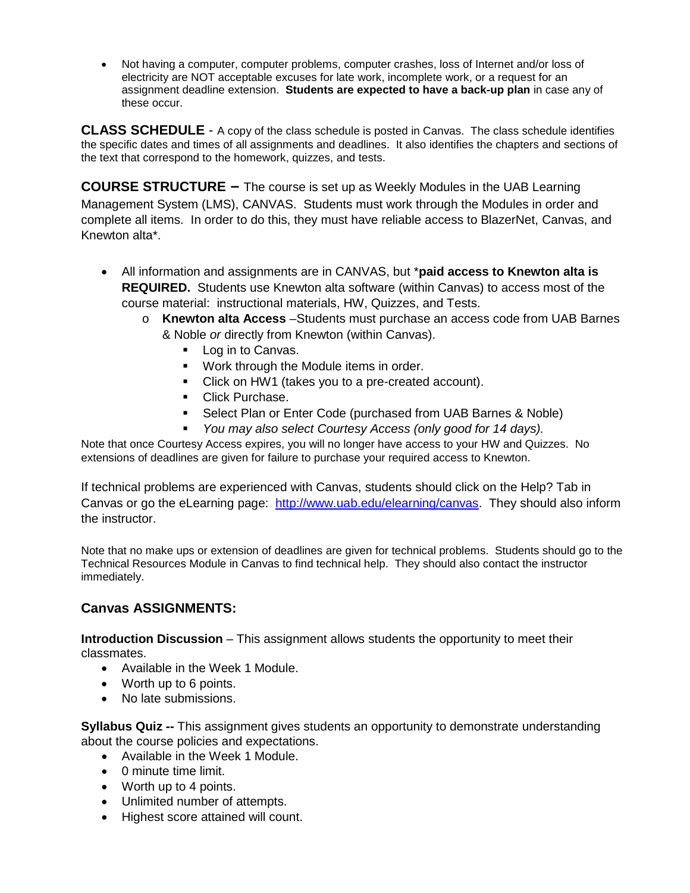- Not having a computer, computer problems, computer crashes, loss of Internet and/or loss of electricity are NOT acceptable excuses for late work, incomplete work, or a request for an assignment deadline extension. **Students are expected to have a back-up plan** in case any of these occur.

**CLASS SCHEDULE** - A copy of the class schedule is posted in Canvas. The class schedule identifies the specific dates and times of all assignments and deadlines. It also identifies the chapters and sections of the text that correspond to the homework, quizzes, and tests.

**COURSE STRUCTURE –** The course is set up as Weekly Modules in the UAB Learning Management System (LMS), CANVAS. Students must work through the Modules in order and complete all items. In order to do this, they must have reliable access to BlazerNet, Canvas, and Knewton alta*.

- All information and assignments are in CANVAS, but ***paid access to Knewton alta is REQUIRED.*** Students use Knewton alta software (within Canvas) to access most of the course material: instructional materials, HW, Quizzes, and Tests.
  - **Knewton alta Access** –Students must purchase an access code from UAB Barnes & Noble *or* directly from Knewton (within Canvas).
    - Log in to Canvas.
    - Work through the Module items in order.
    - Click on HW1 (takes you to a pre-created account).
    - Click Purchase.
    - Select Plan or Enter Code (purchased from UAB Barnes & Noble)
    - *You may also select Courtesy Access (only good for 14 days).*

Note that once Courtesy Access expires, you will no longer have access to your HW and Quizzes. No extensions of deadlines are given for failure to purchase your required access to Knewton.

If technical problems are experienced with Canvas, students should click on the Help? Tab in Canvas or go the eLearning page: http://www.uab.edu/elearning/canvas. They should also inform the instructor.

Note that no make ups or extension of deadlines are given for technical problems. Students should go to the Technical Resources Module in Canvas to find technical help. They should also contact the instructor immediately.

### Canvas ASSIGNMENTS:

**Introduction Discussion** – This assignment allows students the opportunity to meet their classmates.

- Available in the Week 1 Module.
- Worth up to 6 points.
- No late submissions.

**Syllabus Quiz --** This assignment gives students an opportunity to demonstrate understanding about the course policies and expectations.

- Available in the Week 1 Module.
- 0 minute time limit.
- Worth up to 4 points.
- Unlimited number of attempts.
- Highest score attained will count.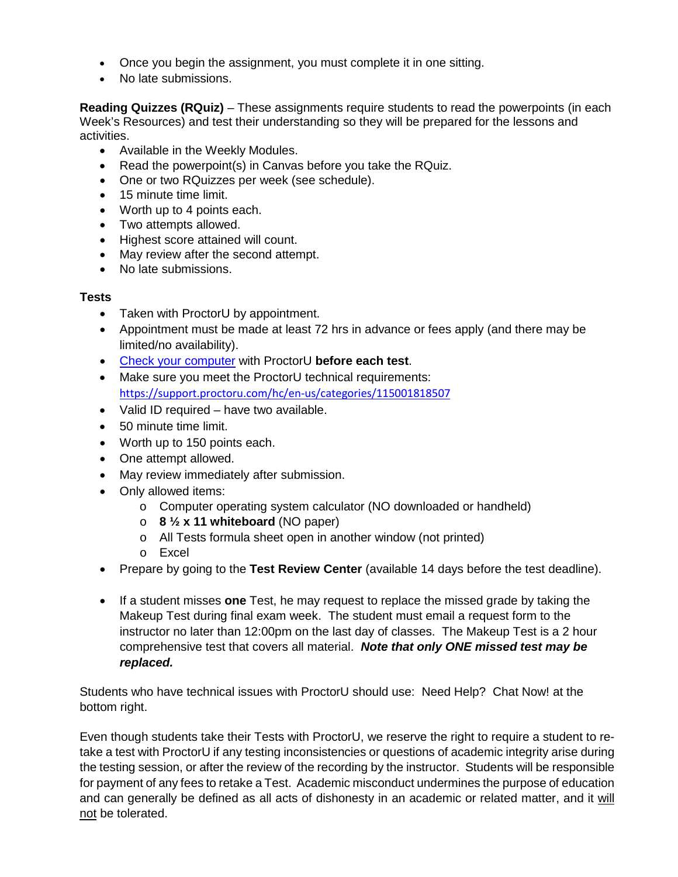- Once you begin the assignment, you must complete it in one sitting.
- No late submissions.

**Reading Quizzes (RQuiz)** – These assignments require students to read the powerpoints (in each Week's Resources) and test their understanding so they will be prepared for the lessons and activities.

- Available in the Weekly Modules.
- Read the powerpoint(s) in Canvas before you take the RQuiz.
- One or two RQuizzes per week (see schedule).
- 15 minute time limit.
- Worth up to 4 points each.
- Two attempts allowed.
- Highest score attained will count.
- May review after the second attempt.
- No late submissions.

**Tests**

- Taken with ProctorU by appointment.
- Appointment must be made at least 72 hrs in advance or fees apply (and there may be limited/no availability).
- Check your computer with ProctorU **before each test**.
- Make sure you meet the ProctorU technical requirements: https://support.proctoru.com/hc/en-us/categories/115001818507
- Valid ID required – have two available.
- 50 minute time limit.
- Worth up to 150 points each.
- One attempt allowed.
- May review immediately after submission.
- Only allowed items:
  - Computer operating system calculator (NO downloaded or handheld)
  - **8 ½ x 11 whiteboard** (NO paper)
  - All Tests formula sheet open in another window (not printed)
  - Excel
- Prepare by going to the **Test Review Center** (available 14 days before the test deadline).

- If a student misses **one** Test, he may request to replace the missed grade by taking the Makeup Test during final exam week. The student must email a request form to the instructor no later than 12:00pm on the last day of classes. The Makeup Test is a 2 hour comprehensive test that covers all material. ***Note that only ONE missed test may be replaced.***

Students who have technical issues with ProctorU should use: Need Help? Chat Now! at the bottom right.

Even though students take their Tests with ProctorU, we reserve the right to require a student to re-take a test with ProctorU if any testing inconsistencies or questions of academic integrity arise during the testing session, or after the review of the recording by the instructor. Students will be responsible for payment of any fees to retake a Test. Academic misconduct undermines the purpose of education and can generally be defined as all acts of dishonesty in an academic or related matter, and it will not be tolerated.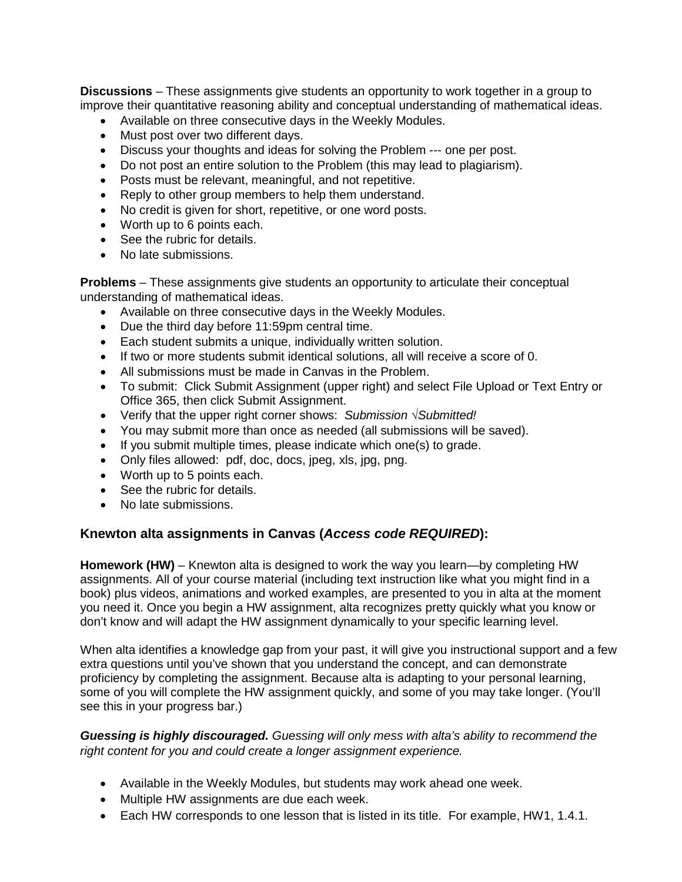**Discussions** – These assignments give students an opportunity to work together in a group to improve their quantitative reasoning ability and conceptual understanding of mathematical ideas.

- Available on three consecutive days in the Weekly Modules.
- Must post over two different days.
- Discuss your thoughts and ideas for solving the Problem --- one per post.
- Do not post an entire solution to the Problem (this may lead to plagiarism).
- Posts must be relevant, meaningful, and not repetitive.
- Reply to other group members to help them understand.
- No credit is given for short, repetitive, or one word posts.
- Worth up to 6 points each.
- See the rubric for details.
- No late submissions.

**Problems** – These assignments give students an opportunity to articulate their conceptual understanding of mathematical ideas.

- Available on three consecutive days in the Weekly Modules.
- Due the third day before 11:59pm central time.
- Each student submits a unique, individually written solution.
- If two or more students submit identical solutions, all will receive a score of 0.
- All submissions must be made in Canvas in the Problem.
- To submit: Click Submit Assignment (upper right) and select File Upload or Text Entry or Office 365, then click Submit Assignment.
- Verify that the upper right corner shows: *Submission √Submitted!*
- You may submit more than once as needed (all submissions will be saved).
- If you submit multiple times, please indicate which one(s) to grade.
- Only files allowed: pdf, doc, docs, jpeg, xls, jpg, png.
- Worth up to 5 points each.
- See the rubric for details.
- No late submissions.

## Knewton alta assignments in Canvas (*Access code REQUIRED*):

**Homework (HW)** – Knewton alta is designed to work the way you learn—by completing HW assignments. All of your course material (including text instruction like what you might find in a book) plus videos, animations and worked examples, are presented to you in alta at the moment you need it. Once you begin a HW assignment, alta recognizes pretty quickly what you know or don't know and will adapt the HW assignment dynamically to your specific learning level.

When alta identifies a knowledge gap from your past, it will give you instructional support and a few extra questions until you've shown that you understand the concept, and can demonstrate proficiency by completing the assignment. Because alta is adapting to your personal learning, some of you will complete the HW assignment quickly, and some of you may take longer. (You'll see this in your progress bar.)

***Guessing is highly discouraged.*** *Guessing will only mess with alta's ability to recommend the right content for you and could create a longer assignment experience.*

- Available in the Weekly Modules, but students may work ahead one week.
- Multiple HW assignments are due each week.
- Each HW corresponds to one lesson that is listed in its title. For example, HW1, 1.4.1.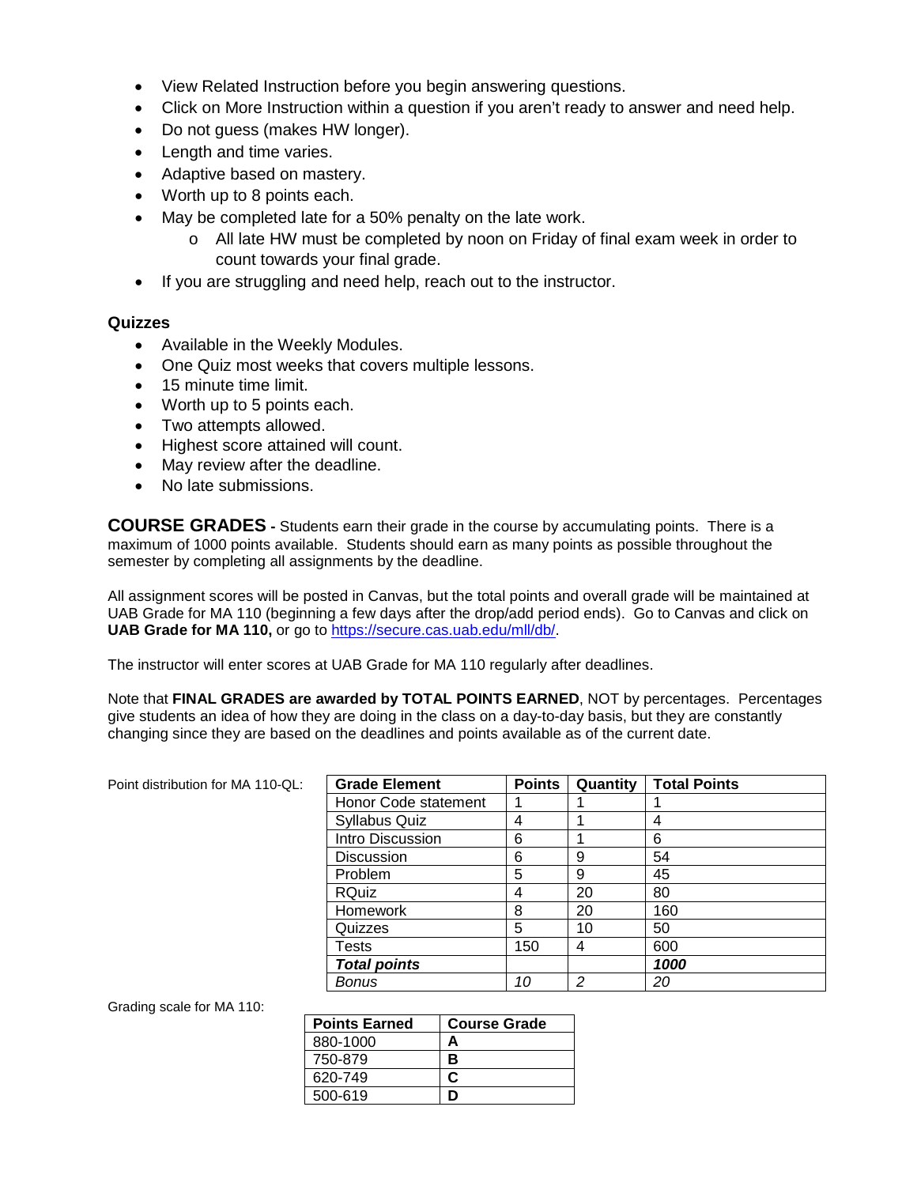- View Related Instruction before you begin answering questions.
- Click on More Instruction within a question if you aren't ready to answer and need help.
- Do not guess (makes HW longer).
- Length and time varies.
- Adaptive based on mastery.
- Worth up to 8 points each.
- May be completed late for a 50% penalty on the late work.
  - All late HW must be completed by noon on Friday of final exam week in order to count towards your final grade.
- If you are struggling and need help, reach out to the instructor.

### Quizzes

- Available in the Weekly Modules.
- One Quiz most weeks that covers multiple lessons.
- 15 minute time limit.
- Worth up to 5 points each.
- Two attempts allowed.
- Highest score attained will count.
- May review after the deadline.
- No late submissions.

## COURSE GRADES

**COURSE GRADES -** Students earn their grade in the course by accumulating points. There is a maximum of 1000 points available. Students should earn as many points as possible throughout the semester by completing all assignments by the deadline.

All assignment scores will be posted in Canvas, but the total points and overall grade will be maintained at UAB Grade for MA 110 (beginning a few days after the drop/add period ends). Go to Canvas and click on **UAB Grade for MA 110,** or go to [https://secure.cas.uab.edu/mll/db/](https://secure.cas.uab.edu/mll/db/).

The instructor will enter scores at UAB Grade for MA 110 regularly after deadlines.

Note that **FINAL GRADES are awarded by TOTAL POINTS EARNED**, NOT by percentages. Percentages give students an idea of how they are doing in the class on a day-to-day basis, but they are constantly changing since they are based on the deadlines and points available as of the current date.

Point distribution for MA 110-QL:

| Grade Element | Points | Quantity | Total Points |
|---|---|---|---|
| Honor Code statement | 1 | 1 | 1 |
| Syllabus Quiz | 4 | 1 | 4 |
| Intro Discussion | 6 | 1 | 6 |
| Discussion | 6 | 9 | 54 |
| Problem | 5 | 9 | 45 |
| RQuiz | 4 | 20 | 80 |
| Homework | 8 | 20 | 160 |
| Quizzes | 5 | 10 | 50 |
| Tests | 150 | 4 | 600 |
| ***Total points*** | | | ***1000*** |
| *Bonus* | *10* | *2* | *20* |

Grading scale for MA 110:

| Points Earned | Course Grade |
|---|---|
| 880-1000 | **A** |
| 750-879 | **B** |
| 620-749 | **C** |
| 500-619 | **D** |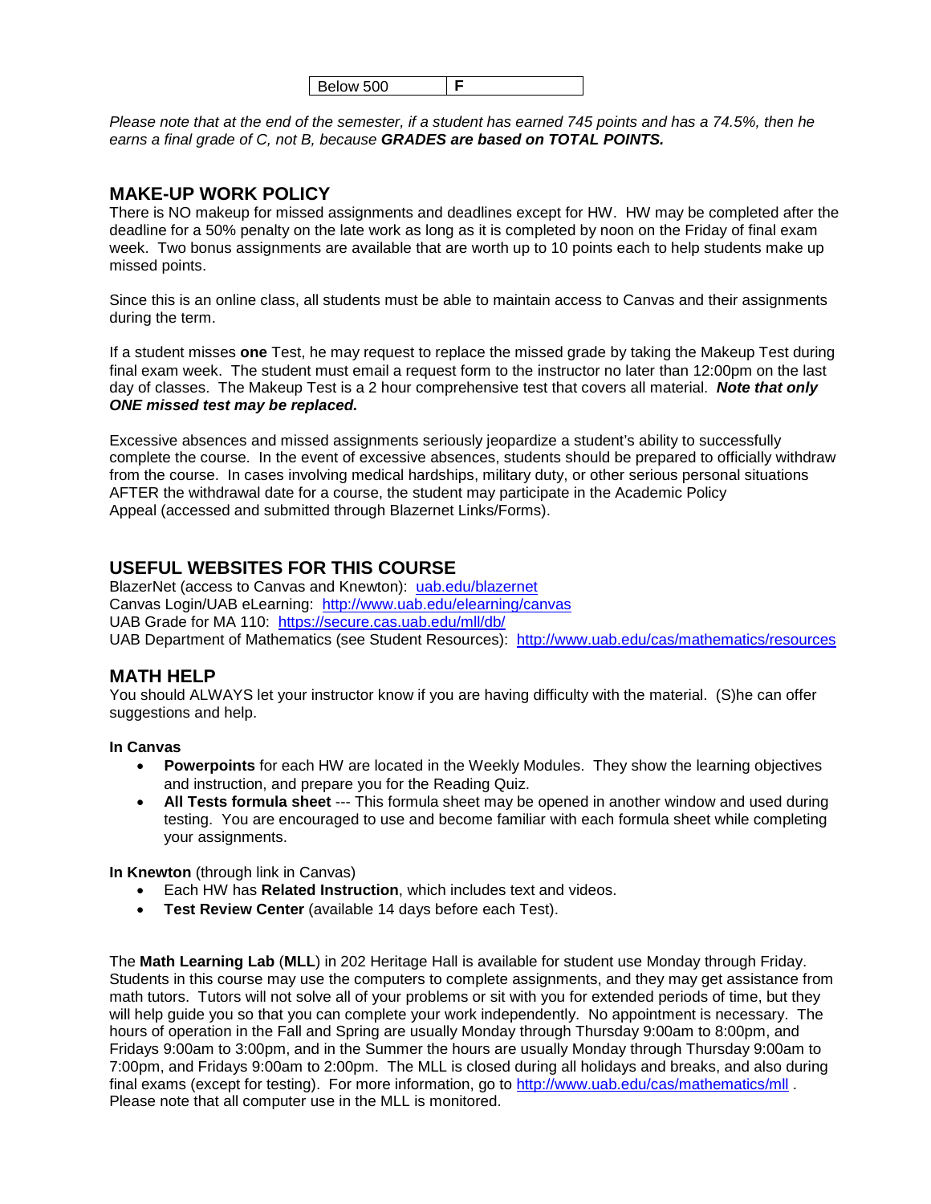| | |
|---|---|
| Below 500 | **F** |

*Please note that at the end of the semester, if a student has earned 745 points and has a 74.5%, then he earns a final grade of C, not B, because* ***GRADES are based on TOTAL POINTS.***

## MAKE-UP WORK POLICY

There is NO makeup for missed assignments and deadlines except for HW. HW may be completed after the deadline for a 50% penalty on the late work as long as it is completed by noon on the Friday of final exam week. Two bonus assignments are available that are worth up to 10 points each to help students make up missed points.

Since this is an online class, all students must be able to maintain access to Canvas and their assignments during the term.

If a student misses **one** Test, he may request to replace the missed grade by taking the Makeup Test during final exam week. The student must email a request form to the instructor no later than 12:00pm on the last day of classes. The Makeup Test is a 2 hour comprehensive test that covers all material. ***Note that only ONE missed test may be replaced.***

Excessive absences and missed assignments seriously jeopardize a student's ability to successfully complete the course. In the event of excessive absences, students should be prepared to officially withdraw from the course. In cases involving medical hardships, military duty, or other serious personal situations AFTER the withdrawal date for a course, the student may participate in the Academic Policy Appeal (accessed and submitted through Blazernet Links/Forms).

## USEFUL WEBSITES FOR THIS COURSE

BlazerNet (access to Canvas and Knewton): uab.edu/blazernet
Canvas Login/UAB eLearning: http://www.uab.edu/elearning/canvas
UAB Grade for MA 110: https://secure.cas.uab.edu/mll/db/
UAB Department of Mathematics (see Student Resources): http://www.uab.edu/cas/mathematics/resources

## MATH HELP

You should ALWAYS let your instructor know if you are having difficulty with the material. (S)he can offer suggestions and help.

**In Canvas**

- **Powerpoints** for each HW are located in the Weekly Modules. They show the learning objectives and instruction, and prepare you for the Reading Quiz.
- **All Tests formula sheet** --- This formula sheet may be opened in another window and used during testing. You are encouraged to use and become familiar with each formula sheet while completing your assignments.

**In Knewton** (through link in Canvas)

- Each HW has **Related Instruction**, which includes text and videos.
- **Test Review Center** (available 14 days before each Test).

The **Math Learning Lab** (**MLL**) in 202 Heritage Hall is available for student use Monday through Friday. Students in this course may use the computers to complete assignments, and they may get assistance from math tutors. Tutors will not solve all of your problems or sit with you for extended periods of time, but they will help guide you so that you can complete your work independently. No appointment is necessary. The hours of operation in the Fall and Spring are usually Monday through Thursday 9:00am to 8:00pm, and Fridays 9:00am to 3:00pm, and in the Summer the hours are usually Monday through Thursday 9:00am to 7:00pm, and Fridays 9:00am to 2:00pm. The MLL is closed during all holidays and breaks, and also during final exams (except for testing). For more information, go to http://www.uab.edu/cas/mathematics/mll . Please note that all computer use in the MLL is monitored.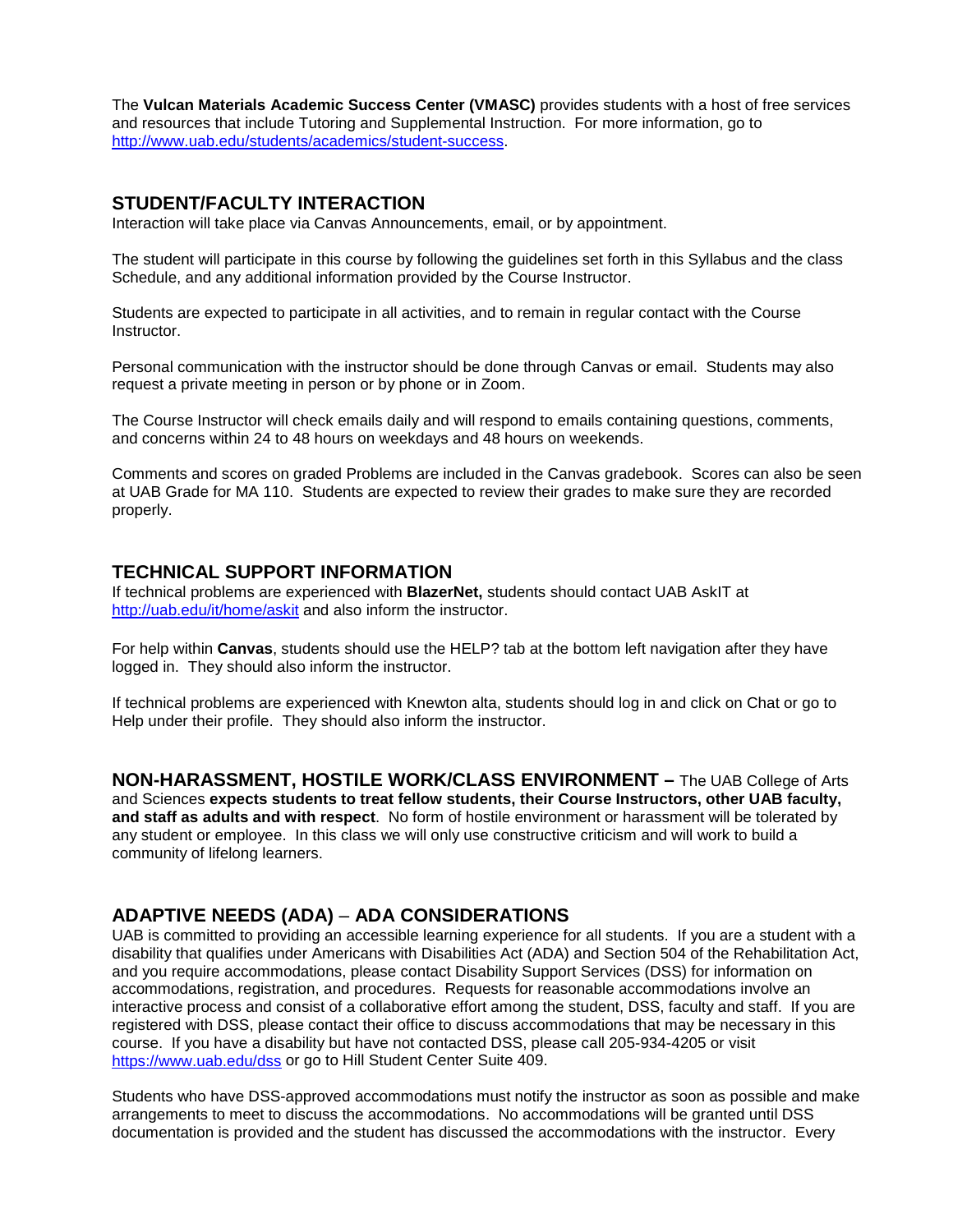The **Vulcan Materials Academic Success Center (VMASC)** provides students with a host of free services and resources that include Tutoring and Supplemental Instruction. For more information, go to http://www.uab.edu/students/academics/student-success.

## STUDENT/FACULTY INTERACTION

Interaction will take place via Canvas Announcements, email, or by appointment.

The student will participate in this course by following the guidelines set forth in this Syllabus and the class Schedule, and any additional information provided by the Course Instructor.

Students are expected to participate in all activities, and to remain in regular contact with the Course Instructor.

Personal communication with the instructor should be done through Canvas or email. Students may also request a private meeting in person or by phone or in Zoom.

The Course Instructor will check emails daily and will respond to emails containing questions, comments, and concerns within 24 to 48 hours on weekdays and 48 hours on weekends.

Comments and scores on graded Problems are included in the Canvas gradebook. Scores can also be seen at UAB Grade for MA 110. Students are expected to review their grades to make sure they are recorded properly.

## TECHNICAL SUPPORT INFORMATION

If technical problems are experienced with **BlazerNet,** students should contact UAB AskIT at http://uab.edu/it/home/askit and also inform the instructor.

For help within **Canvas**, students should use the HELP? tab at the bottom left navigation after they have logged in. They should also inform the instructor.

If technical problems are experienced with Knewton alta, students should log in and click on Chat or go to Help under their profile. They should also inform the instructor.

**NON-HARASSMENT, HOSTILE WORK/CLASS ENVIRONMENT –** The UAB College of Arts and Sciences **expects students to treat fellow students, their Course Instructors, other UAB faculty, and staff as adults and with respect**. No form of hostile environment or harassment will be tolerated by any student or employee. In this class we will only use constructive criticism and will work to build a community of lifelong learners.

## ADAPTIVE NEEDS (ADA) – ADA CONSIDERATIONS

UAB is committed to providing an accessible learning experience for all students. If you are a student with a disability that qualifies under Americans with Disabilities Act (ADA) and Section 504 of the Rehabilitation Act, and you require accommodations, please contact Disability Support Services (DSS) for information on accommodations, registration, and procedures. Requests for reasonable accommodations involve an interactive process and consist of a collaborative effort among the student, DSS, faculty and staff. If you are registered with DSS, please contact their office to discuss accommodations that may be necessary in this course. If you have a disability but have not contacted DSS, please call 205-934-4205 or visit https://www.uab.edu/dss or go to Hill Student Center Suite 409.

Students who have DSS-approved accommodations must notify the instructor as soon as possible and make arrangements to meet to discuss the accommodations. No accommodations will be granted until DSS documentation is provided and the student has discussed the accommodations with the instructor. Every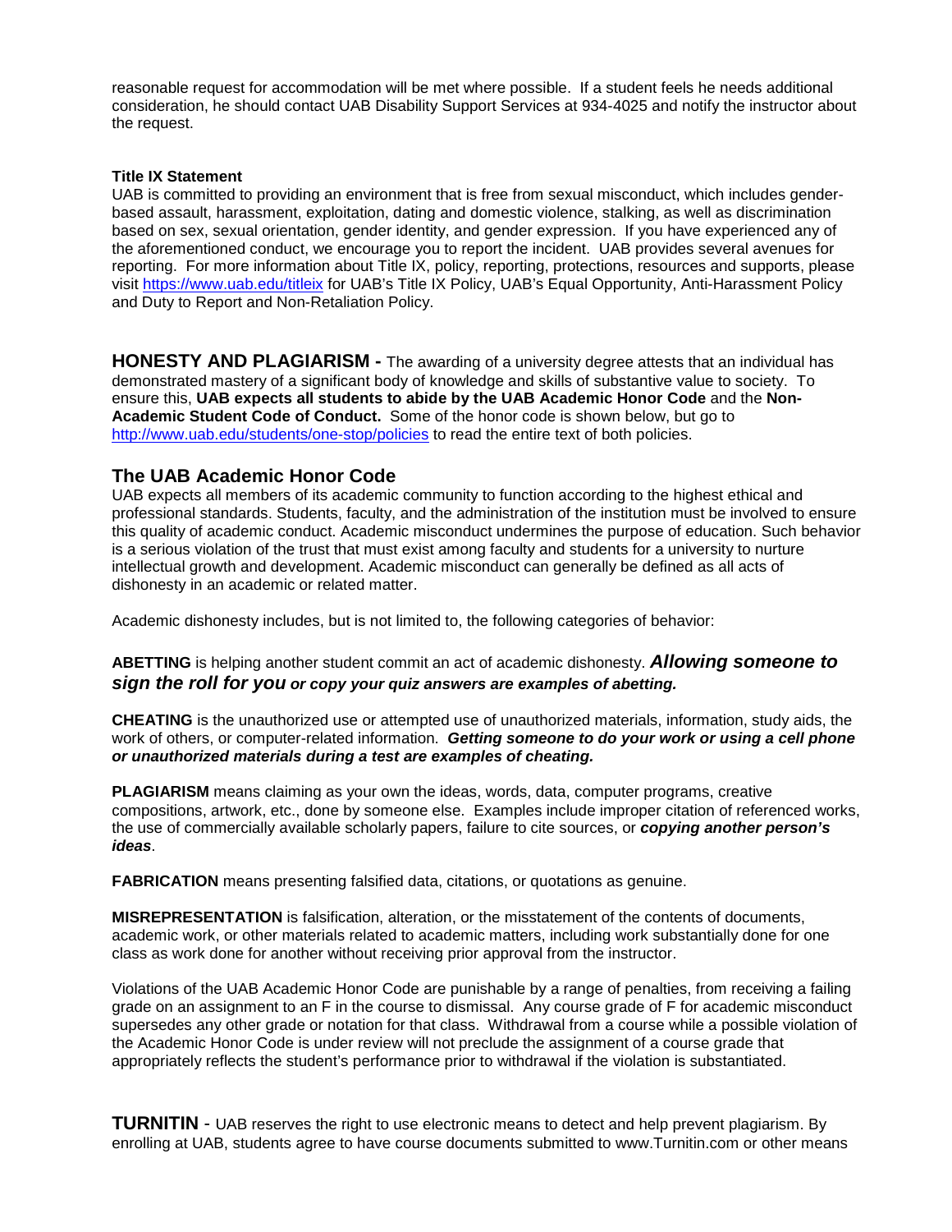reasonable request for accommodation will be met where possible. If a student feels he needs additional consideration, he should contact UAB Disability Support Services at 934-4025 and notify the instructor about the request.

**Title IX Statement**

UAB is committed to providing an environment that is free from sexual misconduct, which includes gender-based assault, harassment, exploitation, dating and domestic violence, stalking, as well as discrimination based on sex, sexual orientation, gender identity, and gender expression. If you have experienced any of the aforementioned conduct, we encourage you to report the incident. UAB provides several avenues for reporting. For more information about Title IX, policy, reporting, protections, resources and supports, please visit https://www.uab.edu/titleix for UAB's Title IX Policy, UAB's Equal Opportunity, Anti-Harassment Policy and Duty to Report and Non-Retaliation Policy.

**HONESTY AND PLAGIARISM -** The awarding of a university degree attests that an individual has demonstrated mastery of a significant body of knowledge and skills of substantive value to society. To ensure this, **UAB expects all students to abide by the UAB Academic Honor Code** and the **Non-Academic Student Code of Conduct.** Some of the honor code is shown below, but go to http://www.uab.edu/students/one-stop/policies to read the entire text of both policies.

## The UAB Academic Honor Code

UAB expects all members of its academic community to function according to the highest ethical and professional standards. Students, faculty, and the administration of the institution must be involved to ensure this quality of academic conduct. Academic misconduct undermines the purpose of education. Such behavior is a serious violation of the trust that must exist among faculty and students for a university to nurture intellectual growth and development. Academic misconduct can generally be defined as all acts of dishonesty in an academic or related matter.

Academic dishonesty includes, but is not limited to, the following categories of behavior:

**ABETTING** is helping another student commit an act of academic dishonesty. ***Allowing someone to sign the roll for you or copy your quiz answers are examples of abetting.***

**CHEATING** is the unauthorized use or attempted use of unauthorized materials, information, study aids, the work of others, or computer-related information. ***Getting someone to do your work or using a cell phone or unauthorized materials during a test are examples of cheating.***

**PLAGIARISM** means claiming as your own the ideas, words, data, computer programs, creative compositions, artwork, etc., done by someone else. Examples include improper citation of referenced works, the use of commercially available scholarly papers, failure to cite sources, or ***copying another person's ideas***.

**FABRICATION** means presenting falsified data, citations, or quotations as genuine.

**MISREPRESENTATION** is falsification, alteration, or the misstatement of the contents of documents, academic work, or other materials related to academic matters, including work substantially done for one class as work done for another without receiving prior approval from the instructor.

Violations of the UAB Academic Honor Code are punishable by a range of penalties, from receiving a failing grade on an assignment to an F in the course to dismissal. Any course grade of F for academic misconduct supersedes any other grade or notation for that class. Withdrawal from a course while a possible violation of the Academic Honor Code is under review will not preclude the assignment of a course grade that appropriately reflects the student's performance prior to withdrawal if the violation is substantiated.

**TURNITIN** - UAB reserves the right to use electronic means to detect and help prevent plagiarism. By enrolling at UAB, students agree to have course documents submitted to www.Turnitin.com or other means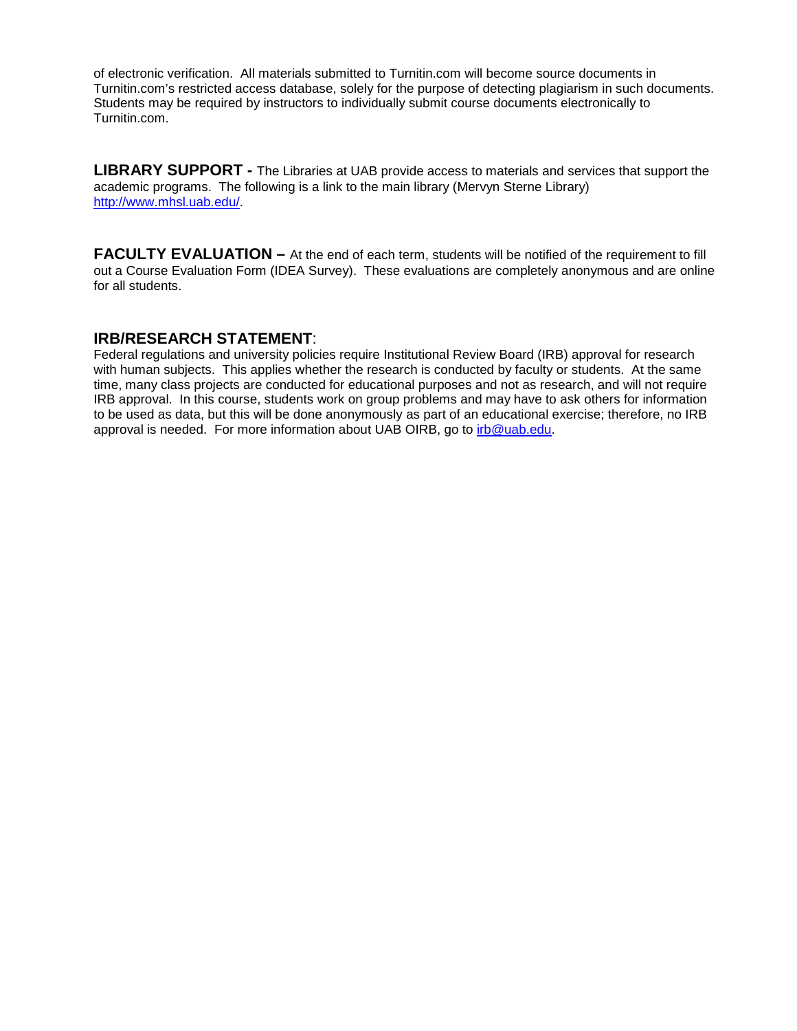of electronic verification. All materials submitted to Turnitin.com will become source documents in Turnitin.com's restricted access database, solely for the purpose of detecting plagiarism in such documents. Students may be required by instructors to individually submit course documents electronically to Turnitin.com.

**LIBRARY SUPPORT -** The Libraries at UAB provide access to materials and services that support the academic programs. The following is a link to the main library (Mervyn Sterne Library) http://www.mhsl.uab.edu/.

**FACULTY EVALUATION –** At the end of each term, students will be notified of the requirement to fill out a Course Evaluation Form (IDEA Survey). These evaluations are completely anonymous and are online for all students.

## IRB/RESEARCH STATEMENT:

Federal regulations and university policies require Institutional Review Board (IRB) approval for research with human subjects. This applies whether the research is conducted by faculty or students. At the same time, many class projects are conducted for educational purposes and not as research, and will not require IRB approval. In this course, students work on group problems and may have to ask others for information to be used as data, but this will be done anonymously as part of an educational exercise; therefore, no IRB approval is needed. For more information about UAB OIRB, go to irb@uab.edu.